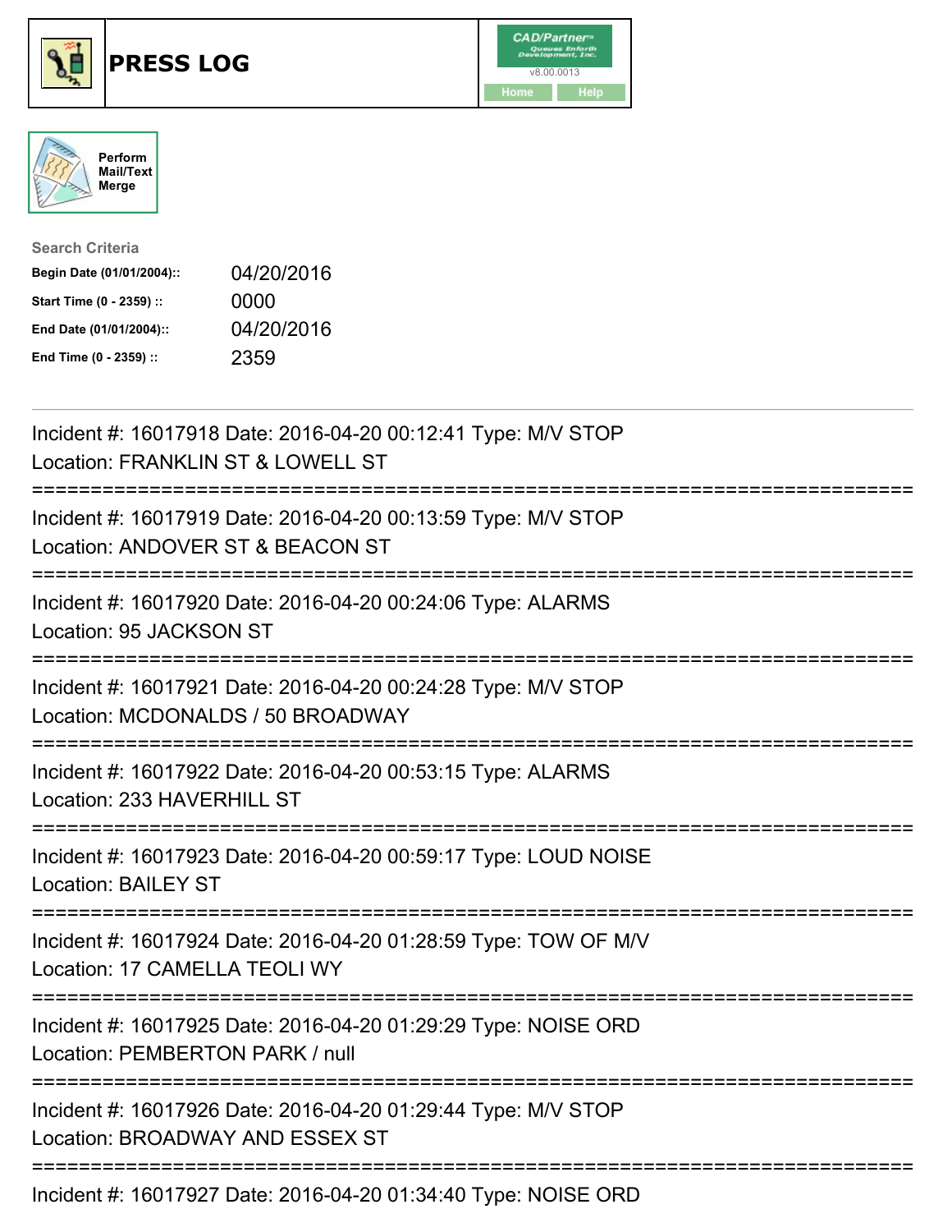# PRESS LOG

Perform Mail/Text Merge

**Search Criteria**

| | |
|---|---|
| Begin Date (01/01/2004):: | 04/20/2016 |
| Start Time (0 - 2359) :: | 0000 |
| End Date (01/01/2004):: | 04/20/2016 |
| End Time (0 - 2359) :: | 2359 |

---

Incident #: 16017918 Date: 2016-04-20 00:12:41 Type: M/V STOP
Location: FRANKLIN ST & LOWELL ST

===========================================================================

Incident #: 16017919 Date: 2016-04-20 00:13:59 Type: M/V STOP
Location: ANDOVER ST & BEACON ST

===========================================================================

Incident #: 16017920 Date: 2016-04-20 00:24:06 Type: ALARMS
Location: 95 JACKSON ST

===========================================================================

Incident #: 16017921 Date: 2016-04-20 00:24:28 Type: M/V STOP
Location: MCDONALDS / 50 BROADWAY

===========================================================================

Incident #: 16017922 Date: 2016-04-20 00:53:15 Type: ALARMS
Location: 233 HAVERHILL ST

===========================================================================

Incident #: 16017923 Date: 2016-04-20 00:59:17 Type: LOUD NOISE
Location: BAILEY ST

===========================================================================

Incident #: 16017924 Date: 2016-04-20 01:28:59 Type: TOW OF M/V
Location: 17 CAMELLA TEOLI WY

===========================================================================

Incident #: 16017925 Date: 2016-04-20 01:29:29 Type: NOISE ORD
Location: PEMBERTON PARK / null

===========================================================================

Incident #: 16017926 Date: 2016-04-20 01:29:44 Type: M/V STOP
Location: BROADWAY AND ESSEX ST

===========================================================================

Incident #: 16017927 Date: 2016-04-20 01:34:40 Type: NOISE ORD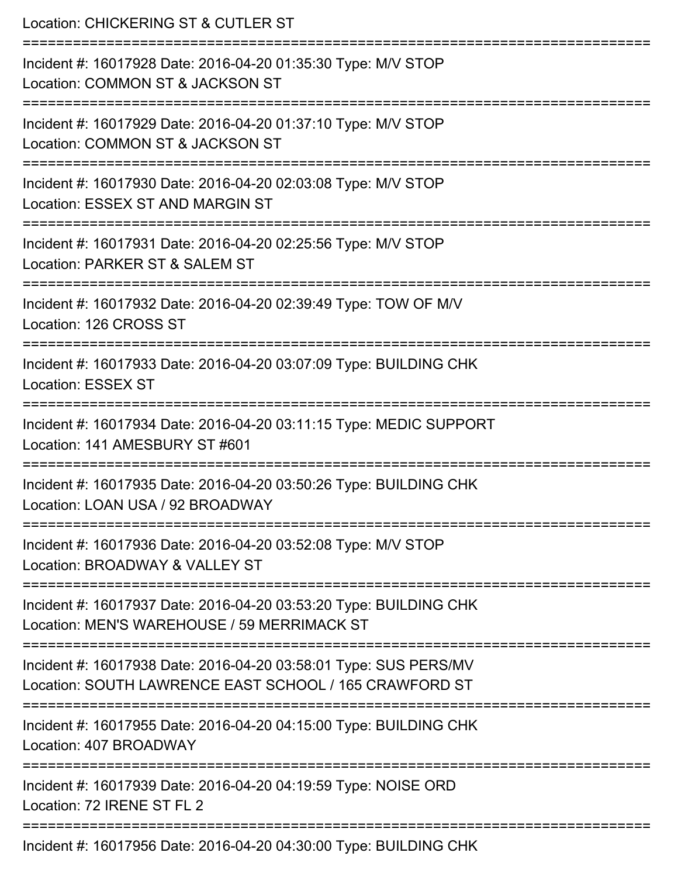Location: CHICKERING ST & CUTLER ST

===========================================================================

Incident #: 16017928 Date: 2016-04-20 01:35:30 Type: M/V STOP
Location: COMMON ST & JACKSON ST

===========================================================================

Incident #: 16017929 Date: 2016-04-20 01:37:10 Type: M/V STOP
Location: COMMON ST & JACKSON ST

===========================================================================

Incident #: 16017930 Date: 2016-04-20 02:03:08 Type: M/V STOP
Location: ESSEX ST AND MARGIN ST

===========================================================================

Incident #: 16017931 Date: 2016-04-20 02:25:56 Type: M/V STOP
Location: PARKER ST & SALEM ST

===========================================================================

Incident #: 16017932 Date: 2016-04-20 02:39:49 Type: TOW OF M/V
Location: 126 CROSS ST

===========================================================================

Incident #: 16017933 Date: 2016-04-20 03:07:09 Type: BUILDING CHK
Location: ESSEX ST

===========================================================================

Incident #: 16017934 Date: 2016-04-20 03:11:15 Type: MEDIC SUPPORT
Location: 141 AMESBURY ST #601

===========================================================================

Incident #: 16017935 Date: 2016-04-20 03:50:26 Type: BUILDING CHK
Location: LOAN USA / 92 BROADWAY

===========================================================================

Incident #: 16017936 Date: 2016-04-20 03:52:08 Type: M/V STOP
Location: BROADWAY & VALLEY ST

===========================================================================

Incident #: 16017937 Date: 2016-04-20 03:53:20 Type: BUILDING CHK
Location: MEN'S WAREHOUSE / 59 MERRIMACK ST

===========================================================================

Incident #: 16017938 Date: 2016-04-20 03:58:01 Type: SUS PERS/MV
Location: SOUTH LAWRENCE EAST SCHOOL / 165 CRAWFORD ST

===========================================================================

Incident #: 16017955 Date: 2016-04-20 04:15:00 Type: BUILDING CHK
Location: 407 BROADWAY

===========================================================================

Incident #: 16017939 Date: 2016-04-20 04:19:59 Type: NOISE ORD
Location: 72 IRENE ST FL 2

===========================================================================

Incident #: 16017956 Date: 2016-04-20 04:30:00 Type: BUILDING CHK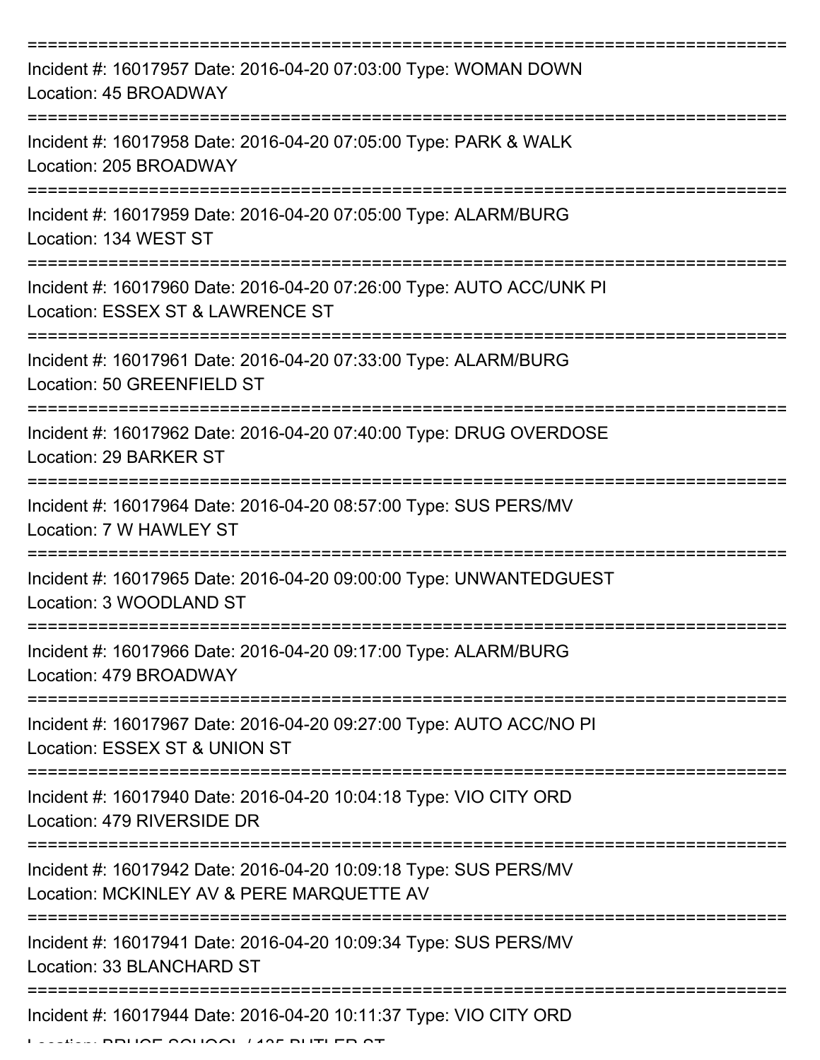===========================================================================

Incident #: 16017957 Date: 2016-04-20 07:03:00 Type: WOMAN DOWN
Location: 45 BROADWAY

===========================================================================

Incident #: 16017958 Date: 2016-04-20 07:05:00 Type: PARK & WALK
Location: 205 BROADWAY

===========================================================================

Incident #: 16017959 Date: 2016-04-20 07:05:00 Type: ALARM/BURG
Location: 134 WEST ST

===========================================================================

Incident #: 16017960 Date: 2016-04-20 07:26:00 Type: AUTO ACC/UNK PI
Location: ESSEX ST & LAWRENCE ST

===========================================================================

Incident #: 16017961 Date: 2016-04-20 07:33:00 Type: ALARM/BURG
Location: 50 GREENFIELD ST

===========================================================================

Incident #: 16017962 Date: 2016-04-20 07:40:00 Type: DRUG OVERDOSE
Location: 29 BARKER ST

===========================================================================

Incident #: 16017964 Date: 2016-04-20 08:57:00 Type: SUS PERS/MV
Location: 7 W HAWLEY ST

===========================================================================

Incident #: 16017965 Date: 2016-04-20 09:00:00 Type: UNWANTEDGUEST
Location: 3 WOODLAND ST

===========================================================================

Incident #: 16017966 Date: 2016-04-20 09:17:00 Type: ALARM/BURG
Location: 479 BROADWAY

===========================================================================

Incident #: 16017967 Date: 2016-04-20 09:27:00 Type: AUTO ACC/NO PI
Location: ESSEX ST & UNION ST

===========================================================================

Incident #: 16017940 Date: 2016-04-20 10:04:18 Type: VIO CITY ORD
Location: 479 RIVERSIDE DR

===========================================================================

Incident #: 16017942 Date: 2016-04-20 10:09:18 Type: SUS PERS/MV
Location: MCKINLEY AV & PERE MARQUETTE AV

===========================================================================

Incident #: 16017941 Date: 2016-04-20 10:09:34 Type: SUS PERS/MV
Location: 33 BLANCHARD ST

===========================================================================

Incident #: 16017944 Date: 2016-04-20 10:11:37 Type: VIO CITY ORD
Location: BRUCE SCHOOL / 135 BUTLER ST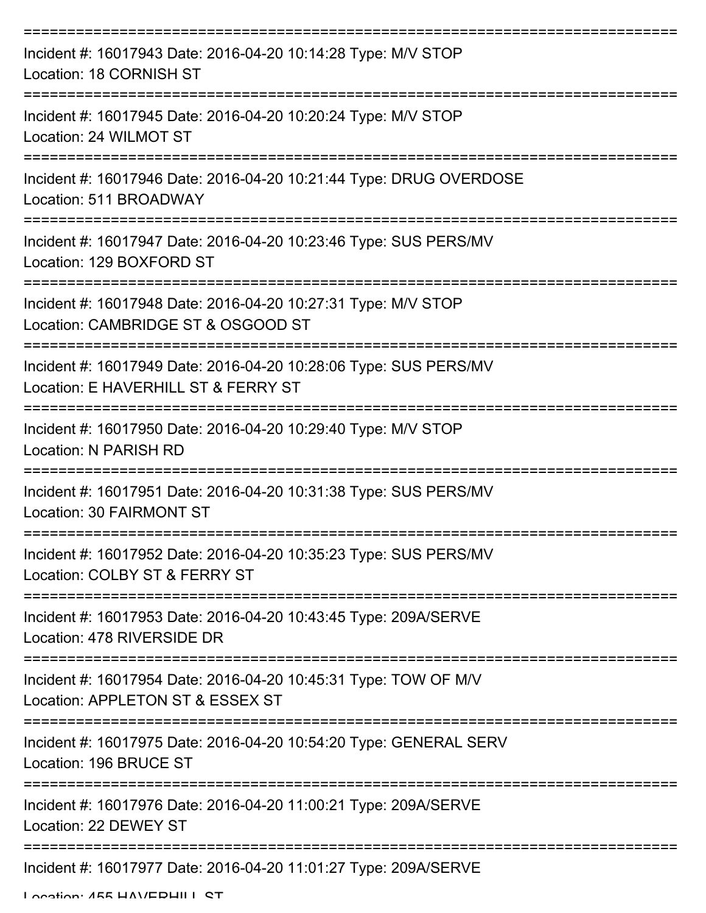===========================================================================

Incident #: 16017943 Date: 2016-04-20 10:14:28 Type: M/V STOP
Location: 18 CORNISH ST

===========================================================================

Incident #: 16017945 Date: 2016-04-20 10:20:24 Type: M/V STOP
Location: 24 WILMOT ST

===========================================================================

Incident #: 16017946 Date: 2016-04-20 10:21:44 Type: DRUG OVERDOSE
Location: 511 BROADWAY

===========================================================================

Incident #: 16017947 Date: 2016-04-20 10:23:46 Type: SUS PERS/MV
Location: 129 BOXFORD ST

===========================================================================

Incident #: 16017948 Date: 2016-04-20 10:27:31 Type: M/V STOP
Location: CAMBRIDGE ST & OSGOOD ST

===========================================================================

Incident #: 16017949 Date: 2016-04-20 10:28:06 Type: SUS PERS/MV
Location: E HAVERHILL ST & FERRY ST

===========================================================================

Incident #: 16017950 Date: 2016-04-20 10:29:40 Type: M/V STOP
Location: N PARISH RD

===========================================================================

Incident #: 16017951 Date: 2016-04-20 10:31:38 Type: SUS PERS/MV
Location: 30 FAIRMONT ST

===========================================================================

Incident #: 16017952 Date: 2016-04-20 10:35:23 Type: SUS PERS/MV
Location: COLBY ST & FERRY ST

===========================================================================

Incident #: 16017953 Date: 2016-04-20 10:43:45 Type: 209A/SERVE
Location: 478 RIVERSIDE DR

===========================================================================

Incident #: 16017954 Date: 2016-04-20 10:45:31 Type: TOW OF M/V
Location: APPLETON ST & ESSEX ST

===========================================================================

Incident #: 16017975 Date: 2016-04-20 10:54:20 Type: GENERAL SERV
Location: 196 BRUCE ST

===========================================================================

Incident #: 16017976 Date: 2016-04-20 11:00:21 Type: 209A/SERVE
Location: 22 DEWEY ST

===========================================================================

Incident #: 16017977 Date: 2016-04-20 11:01:27 Type: 209A/SERVE
Location: 455 HAVERHILL ST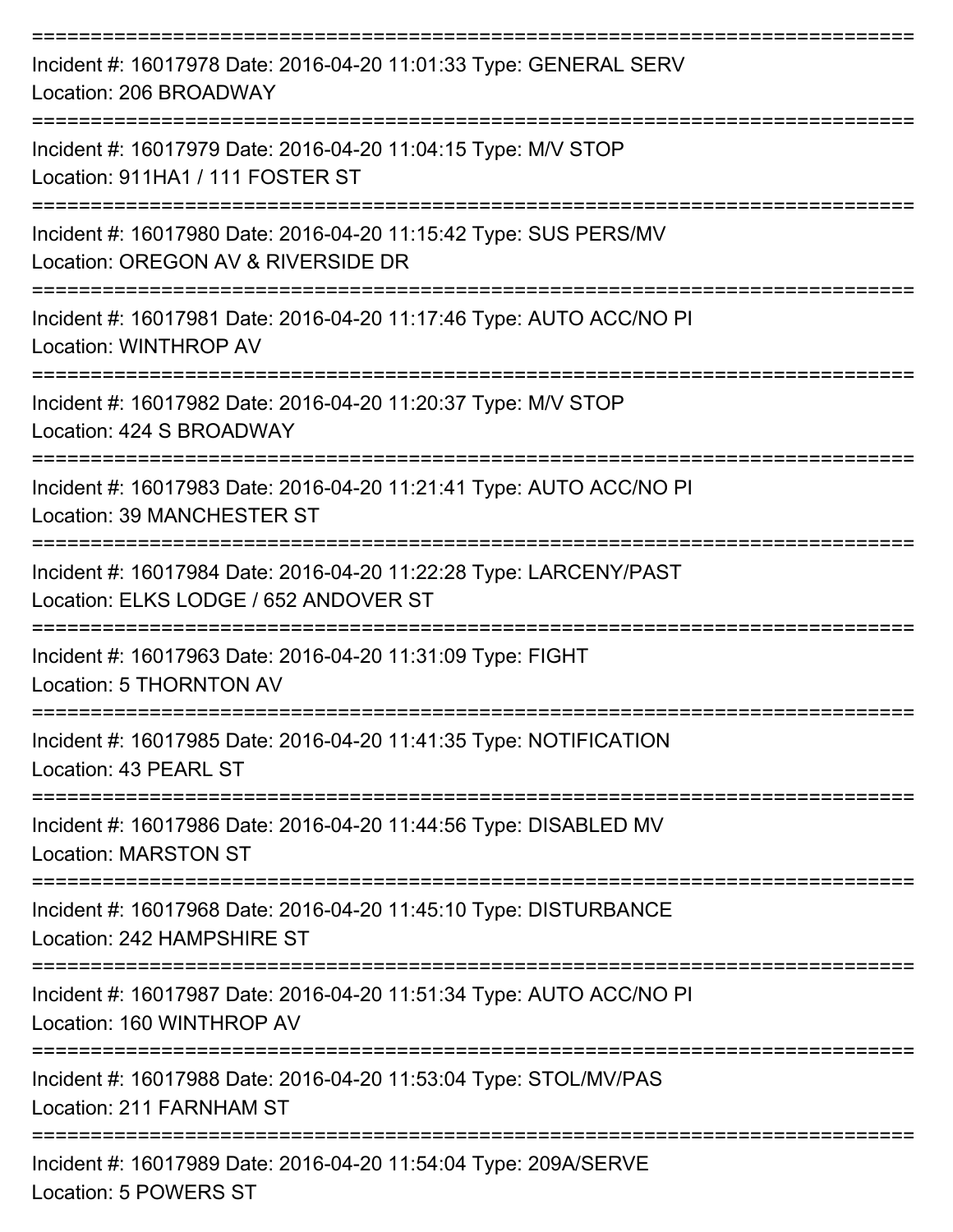===========================================================================

Incident #: 16017978 Date: 2016-04-20 11:01:33 Type: GENERAL SERV
Location: 206 BROADWAY

===========================================================================

Incident #: 16017979 Date: 2016-04-20 11:04:15 Type: M/V STOP
Location: 911HA1 / 111 FOSTER ST

===========================================================================

Incident #: 16017980 Date: 2016-04-20 11:15:42 Type: SUS PERS/MV
Location: OREGON AV & RIVERSIDE DR

===========================================================================

Incident #: 16017981 Date: 2016-04-20 11:17:46 Type: AUTO ACC/NO PI
Location: WINTHROP AV

===========================================================================

Incident #: 16017982 Date: 2016-04-20 11:20:37 Type: M/V STOP
Location: 424 S BROADWAY

===========================================================================

Incident #: 16017983 Date: 2016-04-20 11:21:41 Type: AUTO ACC/NO PI
Location: 39 MANCHESTER ST

===========================================================================

Incident #: 16017984 Date: 2016-04-20 11:22:28 Type: LARCENY/PAST
Location: ELKS LODGE / 652 ANDOVER ST

===========================================================================

Incident #: 16017963 Date: 2016-04-20 11:31:09 Type: FIGHT
Location: 5 THORNTON AV

===========================================================================

Incident #: 16017985 Date: 2016-04-20 11:41:35 Type: NOTIFICATION
Location: 43 PEARL ST

===========================================================================

Incident #: 16017986 Date: 2016-04-20 11:44:56 Type: DISABLED MV
Location: MARSTON ST

===========================================================================

Incident #: 16017968 Date: 2016-04-20 11:45:10 Type: DISTURBANCE
Location: 242 HAMPSHIRE ST

===========================================================================

Incident #: 16017987 Date: 2016-04-20 11:51:34 Type: AUTO ACC/NO PI
Location: 160 WINTHROP AV

===========================================================================

Incident #: 16017988 Date: 2016-04-20 11:53:04 Type: STOL/MV/PAS
Location: 211 FARNHAM ST

===========================================================================

Incident #: 16017989 Date: 2016-04-20 11:54:04 Type: 209A/SERVE
Location: 5 POWERS ST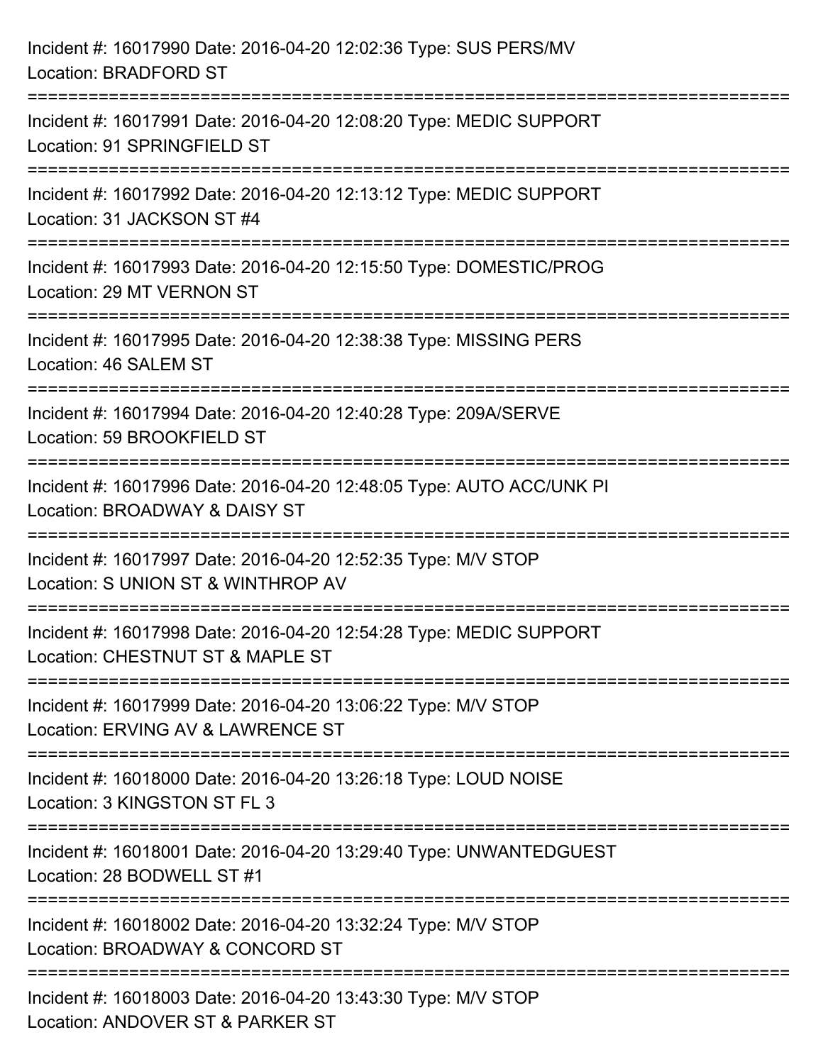Incident #: 16017990 Date: 2016-04-20 12:02:36 Type: SUS PERS/MV
Location: BRADFORD ST

===========================================================================

Incident #: 16017991 Date: 2016-04-20 12:08:20 Type: MEDIC SUPPORT
Location: 91 SPRINGFIELD ST

===========================================================================

Incident #: 16017992 Date: 2016-04-20 12:13:12 Type: MEDIC SUPPORT
Location: 31 JACKSON ST #4

===========================================================================

Incident #: 16017993 Date: 2016-04-20 12:15:50 Type: DOMESTIC/PROG
Location: 29 MT VERNON ST

===========================================================================

Incident #: 16017995 Date: 2016-04-20 12:38:38 Type: MISSING PERS
Location: 46 SALEM ST

===========================================================================

Incident #: 16017994 Date: 2016-04-20 12:40:28 Type: 209A/SERVE
Location: 59 BROOKFIELD ST

===========================================================================

Incident #: 16017996 Date: 2016-04-20 12:48:05 Type: AUTO ACC/UNK PI
Location: BROADWAY & DAISY ST

===========================================================================

Incident #: 16017997 Date: 2016-04-20 12:52:35 Type: M/V STOP
Location: S UNION ST & WINTHROP AV

===========================================================================

Incident #: 16017998 Date: 2016-04-20 12:54:28 Type: MEDIC SUPPORT
Location: CHESTNUT ST & MAPLE ST

===========================================================================

Incident #: 16017999 Date: 2016-04-20 13:06:22 Type: M/V STOP
Location: ERVING AV & LAWRENCE ST

===========================================================================

Incident #: 16018000 Date: 2016-04-20 13:26:18 Type: LOUD NOISE
Location: 3 KINGSTON ST FL 3

===========================================================================

Incident #: 16018001 Date: 2016-04-20 13:29:40 Type: UNWANTEDGUEST
Location: 28 BODWELL ST #1

===========================================================================

Incident #: 16018002 Date: 2016-04-20 13:32:24 Type: M/V STOP
Location: BROADWAY & CONCORD ST

===========================================================================

Incident #: 16018003 Date: 2016-04-20 13:43:30 Type: M/V STOP
Location: ANDOVER ST & PARKER ST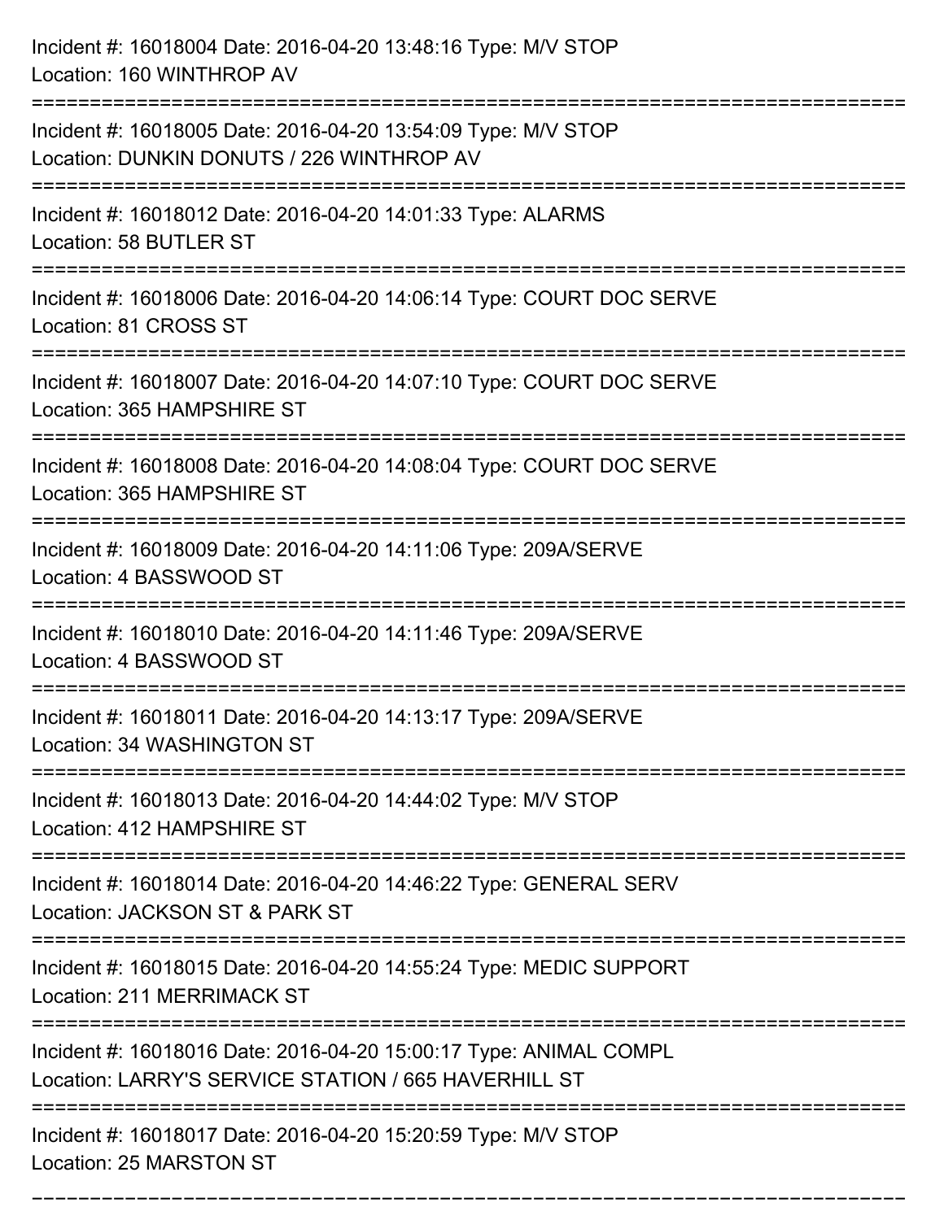Incident #: 16018004 Date: 2016-04-20 13:48:16 Type: M/V STOP
Location: 160 WINTHROP AV

===========================================================================

Incident #: 16018005 Date: 2016-04-20 13:54:09 Type: M/V STOP
Location: DUNKIN DONUTS / 226 WINTHROP AV

===========================================================================

Incident #: 16018012 Date: 2016-04-20 14:01:33 Type: ALARMS
Location: 58 BUTLER ST

===========================================================================

Incident #: 16018006 Date: 2016-04-20 14:06:14 Type: COURT DOC SERVE
Location: 81 CROSS ST

===========================================================================

Incident #: 16018007 Date: 2016-04-20 14:07:10 Type: COURT DOC SERVE
Location: 365 HAMPSHIRE ST

===========================================================================

Incident #: 16018008 Date: 2016-04-20 14:08:04 Type: COURT DOC SERVE
Location: 365 HAMPSHIRE ST

===========================================================================

Incident #: 16018009 Date: 2016-04-20 14:11:06 Type: 209A/SERVE
Location: 4 BASSWOOD ST

===========================================================================

Incident #: 16018010 Date: 2016-04-20 14:11:46 Type: 209A/SERVE
Location: 4 BASSWOOD ST

===========================================================================

Incident #: 16018011 Date: 2016-04-20 14:13:17 Type: 209A/SERVE
Location: 34 WASHINGTON ST

===========================================================================

Incident #: 16018013 Date: 2016-04-20 14:44:02 Type: M/V STOP
Location: 412 HAMPSHIRE ST

===========================================================================

Incident #: 16018014 Date: 2016-04-20 14:46:22 Type: GENERAL SERV
Location: JACKSON ST & PARK ST

===========================================================================

Incident #: 16018015 Date: 2016-04-20 14:55:24 Type: MEDIC SUPPORT
Location: 211 MERRIMACK ST

===========================================================================

Incident #: 16018016 Date: 2016-04-20 15:00:17 Type: ANIMAL COMPL
Location: LARRY'S SERVICE STATION / 665 HAVERHILL ST

===========================================================================

Incident #: 16018017 Date: 2016-04-20 15:20:59 Type: M/V STOP
Location: 25 MARSTON ST

===========================================================================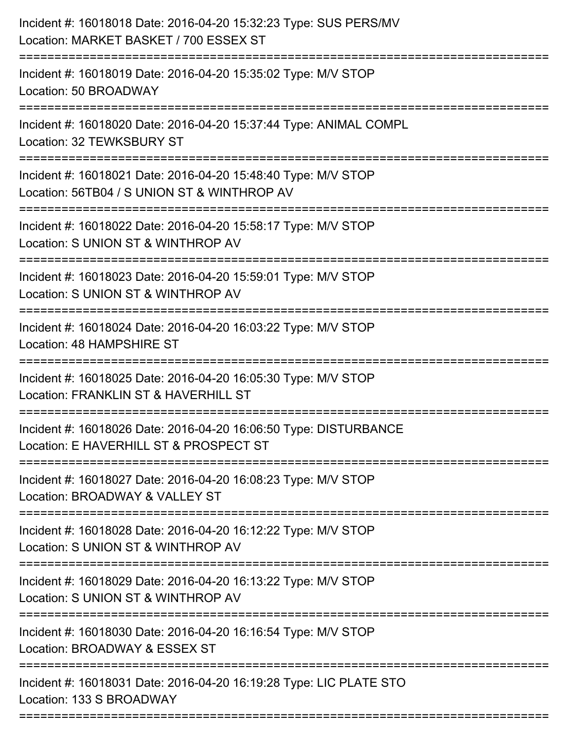Incident #: 16018018 Date: 2016-04-20 15:32:23 Type: SUS PERS/MV
Location: MARKET BASKET / 700 ESSEX ST

===========================================================================

Incident #: 16018019 Date: 2016-04-20 15:35:02 Type: M/V STOP
Location: 50 BROADWAY

===========================================================================

Incident #: 16018020 Date: 2016-04-20 15:37:44 Type: ANIMAL COMPL
Location: 32 TEWKSBURY ST

===========================================================================

Incident #: 16018021 Date: 2016-04-20 15:48:40 Type: M/V STOP
Location: 56TB04 / S UNION ST & WINTHROP AV

===========================================================================

Incident #: 16018022 Date: 2016-04-20 15:58:17 Type: M/V STOP
Location: S UNION ST & WINTHROP AV

===========================================================================

Incident #: 16018023 Date: 2016-04-20 15:59:01 Type: M/V STOP
Location: S UNION ST & WINTHROP AV

===========================================================================

Incident #: 16018024 Date: 2016-04-20 16:03:22 Type: M/V STOP
Location: 48 HAMPSHIRE ST

===========================================================================

Incident #: 16018025 Date: 2016-04-20 16:05:30 Type: M/V STOP
Location: FRANKLIN ST & HAVERHILL ST

===========================================================================

Incident #: 16018026 Date: 2016-04-20 16:06:50 Type: DISTURBANCE
Location: E HAVERHILL ST & PROSPECT ST

===========================================================================

Incident #: 16018027 Date: 2016-04-20 16:08:23 Type: M/V STOP
Location: BROADWAY & VALLEY ST

===========================================================================

Incident #: 16018028 Date: 2016-04-20 16:12:22 Type: M/V STOP
Location: S UNION ST & WINTHROP AV

===========================================================================

Incident #: 16018029 Date: 2016-04-20 16:13:22 Type: M/V STOP
Location: S UNION ST & WINTHROP AV

===========================================================================

Incident #: 16018030 Date: 2016-04-20 16:16:54 Type: M/V STOP
Location: BROADWAY & ESSEX ST

===========================================================================

Incident #: 16018031 Date: 2016-04-20 16:19:28 Type: LIC PLATE STO
Location: 133 S BROADWAY

===========================================================================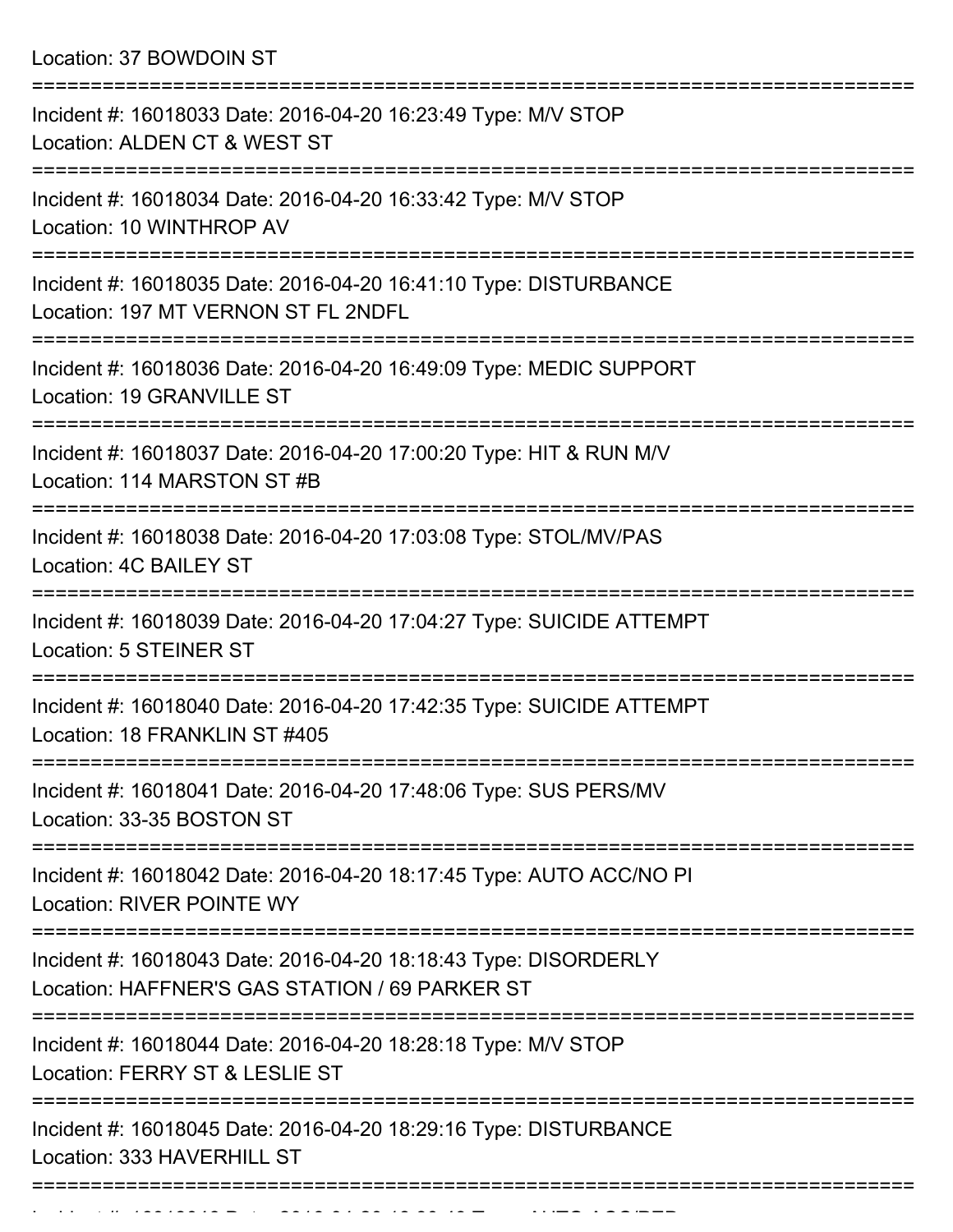Location: 37 BOWDOIN ST

===========================================================================

Incident #: 16018033 Date: 2016-04-20 16:23:49 Type: M/V STOP
Location: ALDEN CT & WEST ST

===========================================================================

Incident #: 16018034 Date: 2016-04-20 16:33:42 Type: M/V STOP
Location: 10 WINTHROP AV

===========================================================================

Incident #: 16018035 Date: 2016-04-20 16:41:10 Type: DISTURBANCE
Location: 197 MT VERNON ST FL 2NDFL

===========================================================================

Incident #: 16018036 Date: 2016-04-20 16:49:09 Type: MEDIC SUPPORT
Location: 19 GRANVILLE ST

===========================================================================

Incident #: 16018037 Date: 2016-04-20 17:00:20 Type: HIT & RUN M/V
Location: 114 MARSTON ST #B

===========================================================================

Incident #: 16018038 Date: 2016-04-20 17:03:08 Type: STOL/MV/PAS
Location: 4C BAILEY ST

===========================================================================

Incident #: 16018039 Date: 2016-04-20 17:04:27 Type: SUICIDE ATTEMPT
Location: 5 STEINER ST

===========================================================================

Incident #: 16018040 Date: 2016-04-20 17:42:35 Type: SUICIDE ATTEMPT
Location: 18 FRANKLIN ST #405

===========================================================================

Incident #: 16018041 Date: 2016-04-20 17:48:06 Type: SUS PERS/MV
Location: 33-35 BOSTON ST

===========================================================================

Incident #: 16018042 Date: 2016-04-20 18:17:45 Type: AUTO ACC/NO PI
Location: RIVER POINTE WY

===========================================================================

Incident #: 16018043 Date: 2016-04-20 18:18:43 Type: DISORDERLY
Location: HAFFNER'S GAS STATION / 69 PARKER ST

===========================================================================

Incident #: 16018044 Date: 2016-04-20 18:28:18 Type: M/V STOP
Location: FERRY ST & LESLIE ST

===========================================================================

Incident #: 16018045 Date: 2016-04-20 18:29:16 Type: DISTURBANCE
Location: 333 HAVERHILL ST

===========================================================================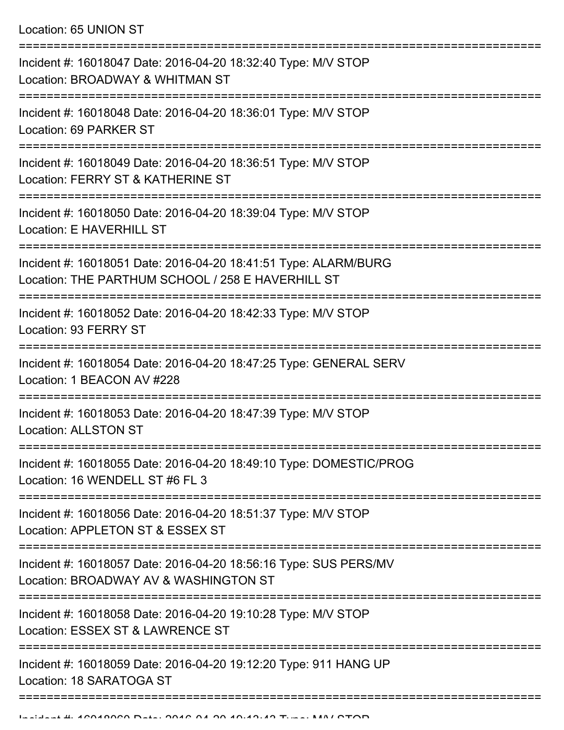Location: 65 UNION ST

===========================================================================

Incident #: 16018047 Date: 2016-04-20 18:32:40 Type: M/V STOP
Location: BROADWAY & WHITMAN ST

===========================================================================

Incident #: 16018048 Date: 2016-04-20 18:36:01 Type: M/V STOP
Location: 69 PARKER ST

===========================================================================

Incident #: 16018049 Date: 2016-04-20 18:36:51 Type: M/V STOP
Location: FERRY ST & KATHERINE ST

===========================================================================

Incident #: 16018050 Date: 2016-04-20 18:39:04 Type: M/V STOP
Location: E HAVERHILL ST

===========================================================================

Incident #: 16018051 Date: 2016-04-20 18:41:51 Type: ALARM/BURG
Location: THE PARTHUM SCHOOL / 258 E HAVERHILL ST

===========================================================================

Incident #: 16018052 Date: 2016-04-20 18:42:33 Type: M/V STOP
Location: 93 FERRY ST

===========================================================================

Incident #: 16018054 Date: 2016-04-20 18:47:25 Type: GENERAL SERV
Location: 1 BEACON AV #228

===========================================================================

Incident #: 16018053 Date: 2016-04-20 18:47:39 Type: M/V STOP
Location: ALLSTON ST

===========================================================================

Incident #: 16018055 Date: 2016-04-20 18:49:10 Type: DOMESTIC/PROG
Location: 16 WENDELL ST #6 FL 3

===========================================================================

Incident #: 16018056 Date: 2016-04-20 18:51:37 Type: M/V STOP
Location: APPLETON ST & ESSEX ST

===========================================================================

Incident #: 16018057 Date: 2016-04-20 18:56:16 Type: SUS PERS/MV
Location: BROADWAY AV & WASHINGTON ST

===========================================================================

Incident #: 16018058 Date: 2016-04-20 19:10:28 Type: M/V STOP
Location: ESSEX ST & LAWRENCE ST

===========================================================================

Incident #: 16018059 Date: 2016-04-20 19:12:20 Type: 911 HANG UP
Location: 18 SARATOGA ST

===========================================================================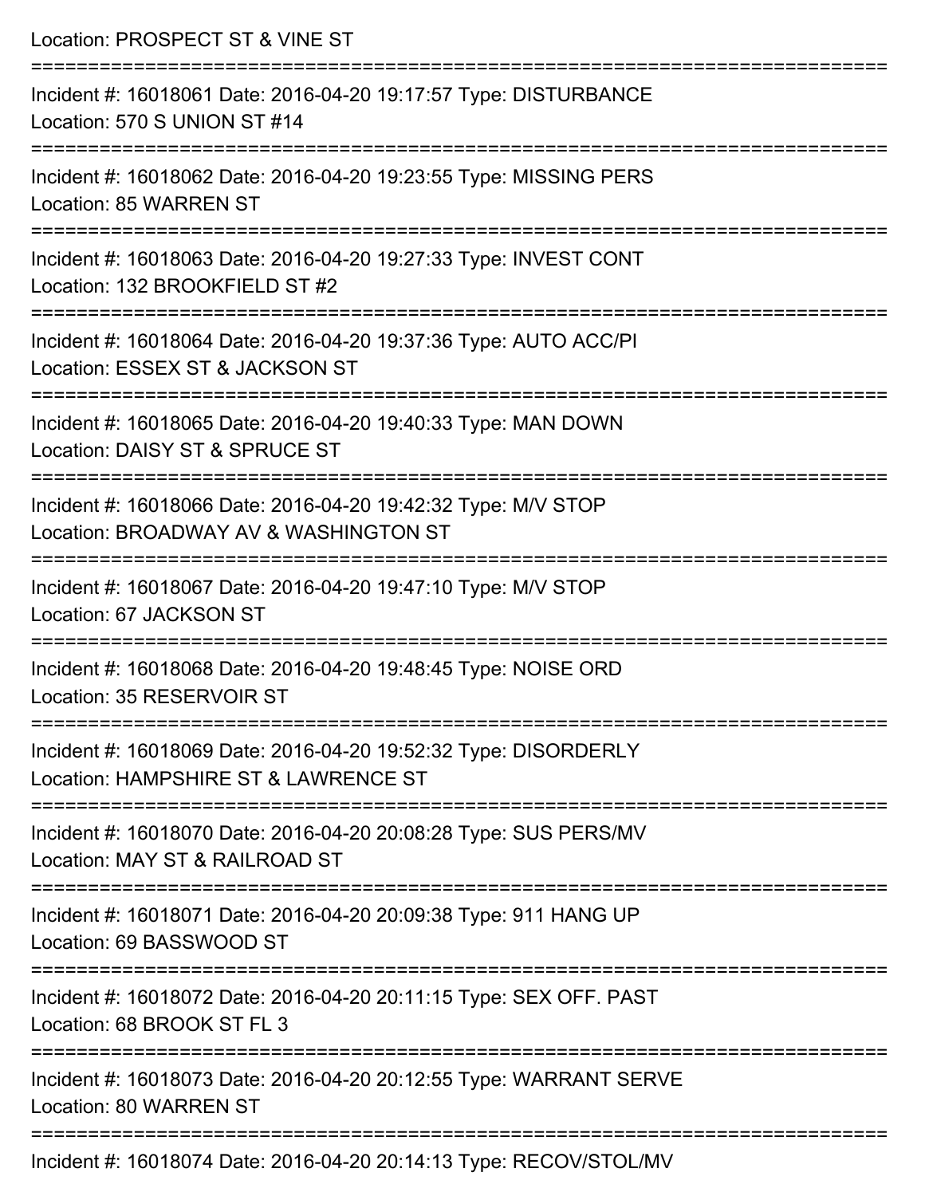Location: PROSPECT ST & VINE ST

===========================================================================

Incident #: 16018061 Date: 2016-04-20 19:17:57 Type: DISTURBANCE
Location: 570 S UNION ST #14

===========================================================================

Incident #: 16018062 Date: 2016-04-20 19:23:55 Type: MISSING PERS
Location: 85 WARREN ST

===========================================================================

Incident #: 16018063 Date: 2016-04-20 19:27:33 Type: INVEST CONT
Location: 132 BROOKFIELD ST #2

===========================================================================

Incident #: 16018064 Date: 2016-04-20 19:37:36 Type: AUTO ACC/PI
Location: ESSEX ST & JACKSON ST

===========================================================================

Incident #: 16018065 Date: 2016-04-20 19:40:33 Type: MAN DOWN
Location: DAISY ST & SPRUCE ST

===========================================================================

Incident #: 16018066 Date: 2016-04-20 19:42:32 Type: M/V STOP
Location: BROADWAY AV & WASHINGTON ST

===========================================================================

Incident #: 16018067 Date: 2016-04-20 19:47:10 Type: M/V STOP
Location: 67 JACKSON ST

===========================================================================

Incident #: 16018068 Date: 2016-04-20 19:48:45 Type: NOISE ORD
Location: 35 RESERVOIR ST

===========================================================================

Incident #: 16018069 Date: 2016-04-20 19:52:32 Type: DISORDERLY
Location: HAMPSHIRE ST & LAWRENCE ST

===========================================================================

Incident #: 16018070 Date: 2016-04-20 20:08:28 Type: SUS PERS/MV
Location: MAY ST & RAILROAD ST

===========================================================================

Incident #: 16018071 Date: 2016-04-20 20:09:38 Type: 911 HANG UP
Location: 69 BASSWOOD ST

===========================================================================

Incident #: 16018072 Date: 2016-04-20 20:11:15 Type: SEX OFF. PAST
Location: 68 BROOK ST FL 3

===========================================================================

Incident #: 16018073 Date: 2016-04-20 20:12:55 Type: WARRANT SERVE
Location: 80 WARREN ST

===========================================================================

Incident #: 16018074 Date: 2016-04-20 20:14:13 Type: RECOV/STOL/MV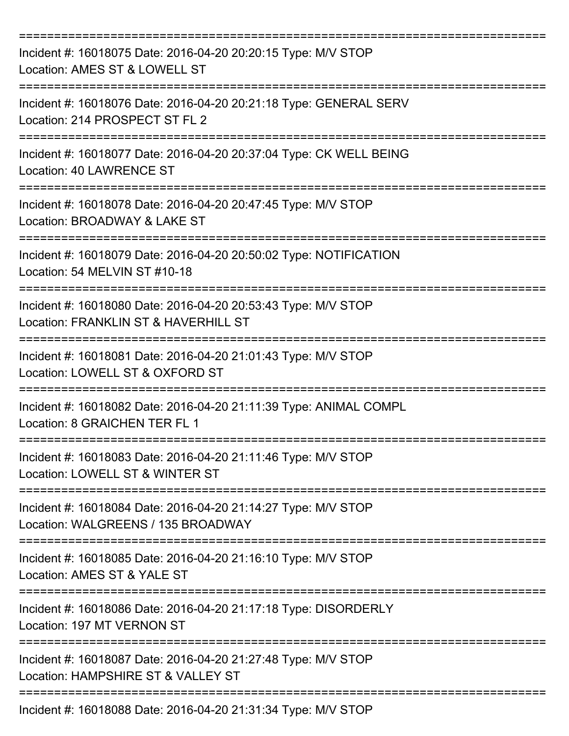===========================================================================

Incident #: 16018075 Date: 2016-04-20 20:20:15 Type: M/V STOP
Location: AMES ST & LOWELL ST

===========================================================================

Incident #: 16018076 Date: 2016-04-20 20:21:18 Type: GENERAL SERV
Location: 214 PROSPECT ST FL 2

===========================================================================

Incident #: 16018077 Date: 2016-04-20 20:37:04 Type: CK WELL BEING
Location: 40 LAWRENCE ST

===========================================================================

Incident #: 16018078 Date: 2016-04-20 20:47:45 Type: M/V STOP
Location: BROADWAY & LAKE ST

===========================================================================

Incident #: 16018079 Date: 2016-04-20 20:50:02 Type: NOTIFICATION
Location: 54 MELVIN ST #10-18

===========================================================================

Incident #: 16018080 Date: 2016-04-20 20:53:43 Type: M/V STOP
Location: FRANKLIN ST & HAVERHILL ST

===========================================================================

Incident #: 16018081 Date: 2016-04-20 21:01:43 Type: M/V STOP
Location: LOWELL ST & OXFORD ST

===========================================================================

Incident #: 16018082 Date: 2016-04-20 21:11:39 Type: ANIMAL COMPL
Location: 8 GRAICHEN TER FL 1

===========================================================================

Incident #: 16018083 Date: 2016-04-20 21:11:46 Type: M/V STOP
Location: LOWELL ST & WINTER ST

===========================================================================

Incident #: 16018084 Date: 2016-04-20 21:14:27 Type: M/V STOP
Location: WALGREENS / 135 BROADWAY

===========================================================================

Incident #: 16018085 Date: 2016-04-20 21:16:10 Type: M/V STOP
Location: AMES ST & YALE ST

===========================================================================

Incident #: 16018086 Date: 2016-04-20 21:17:18 Type: DISORDERLY
Location: 197 MT VERNON ST

===========================================================================

Incident #: 16018087 Date: 2016-04-20 21:27:48 Type: M/V STOP
Location: HAMPSHIRE ST & VALLEY ST

===========================================================================

Incident #: 16018088 Date: 2016-04-20 21:31:34 Type: M/V STOP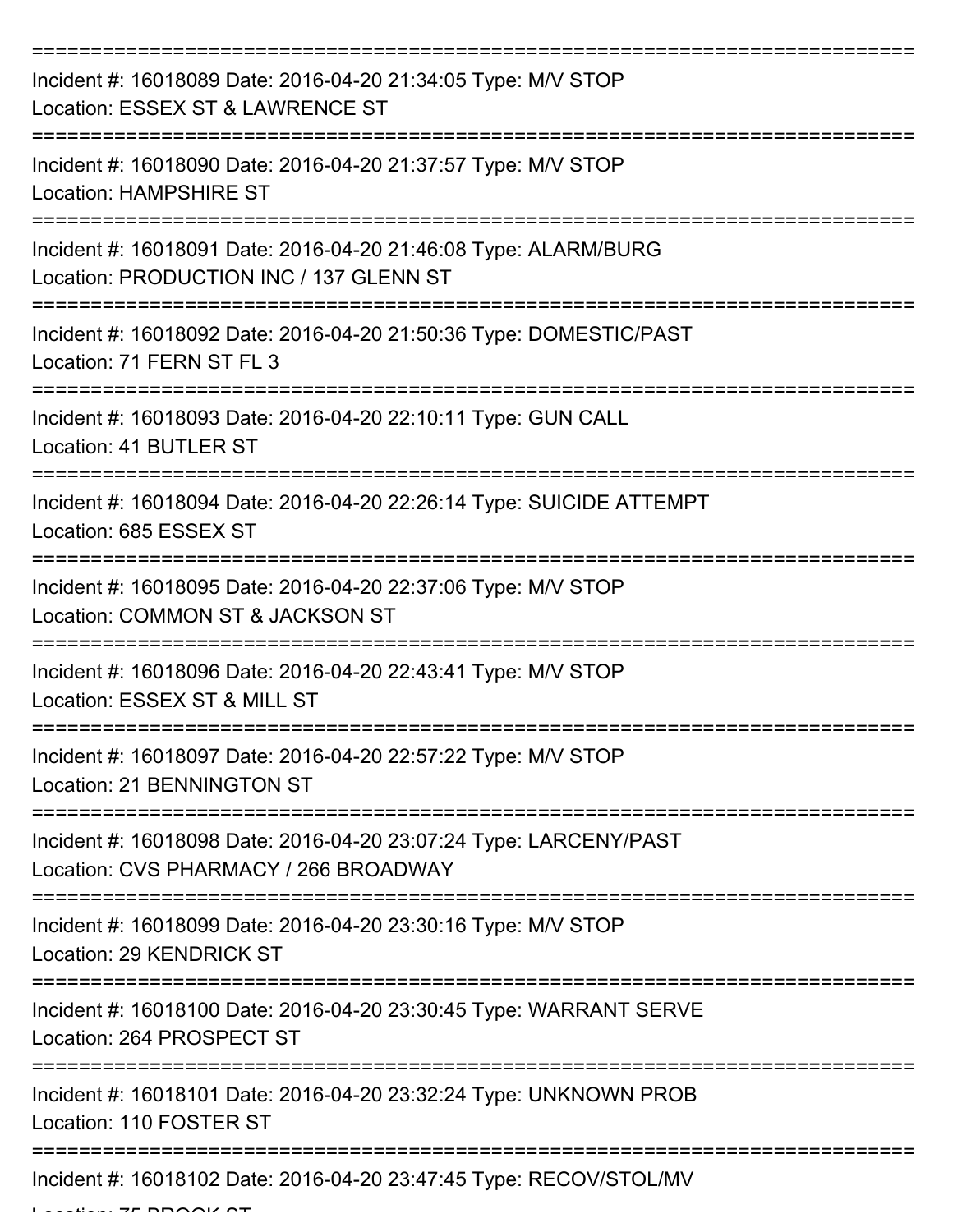===========================================================================

Incident #: 16018089 Date: 2016-04-20 21:34:05 Type: M/V STOP
Location: ESSEX ST & LAWRENCE ST

===========================================================================

Incident #: 16018090 Date: 2016-04-20 21:37:57 Type: M/V STOP
Location: HAMPSHIRE ST

===========================================================================

Incident #: 16018091 Date: 2016-04-20 21:46:08 Type: ALARM/BURG
Location: PRODUCTION INC / 137 GLENN ST

===========================================================================

Incident #: 16018092 Date: 2016-04-20 21:50:36 Type: DOMESTIC/PAST
Location: 71 FERN ST FL 3

===========================================================================

Incident #: 16018093 Date: 2016-04-20 22:10:11 Type: GUN CALL
Location: 41 BUTLER ST

===========================================================================

Incident #: 16018094 Date: 2016-04-20 22:26:14 Type: SUICIDE ATTEMPT
Location: 685 ESSEX ST

===========================================================================

Incident #: 16018095 Date: 2016-04-20 22:37:06 Type: M/V STOP
Location: COMMON ST & JACKSON ST

===========================================================================

Incident #: 16018096 Date: 2016-04-20 22:43:41 Type: M/V STOP
Location: ESSEX ST & MILL ST

===========================================================================

Incident #: 16018097 Date: 2016-04-20 22:57:22 Type: M/V STOP
Location: 21 BENNINGTON ST

===========================================================================

Incident #: 16018098 Date: 2016-04-20 23:07:24 Type: LARCENY/PAST
Location: CVS PHARMACY / 266 BROADWAY

===========================================================================

Incident #: 16018099 Date: 2016-04-20 23:30:16 Type: M/V STOP
Location: 29 KENDRICK ST

===========================================================================

Incident #: 16018100 Date: 2016-04-20 23:30:45 Type: WARRANT SERVE
Location: 264 PROSPECT ST

===========================================================================

Incident #: 16018101 Date: 2016-04-20 23:32:24 Type: UNKNOWN PROB
Location: 110 FOSTER ST

===========================================================================

Incident #: 16018102 Date: 2016-04-20 23:47:45 Type: RECOV/STOL/MV
Location: 75 BROOK ST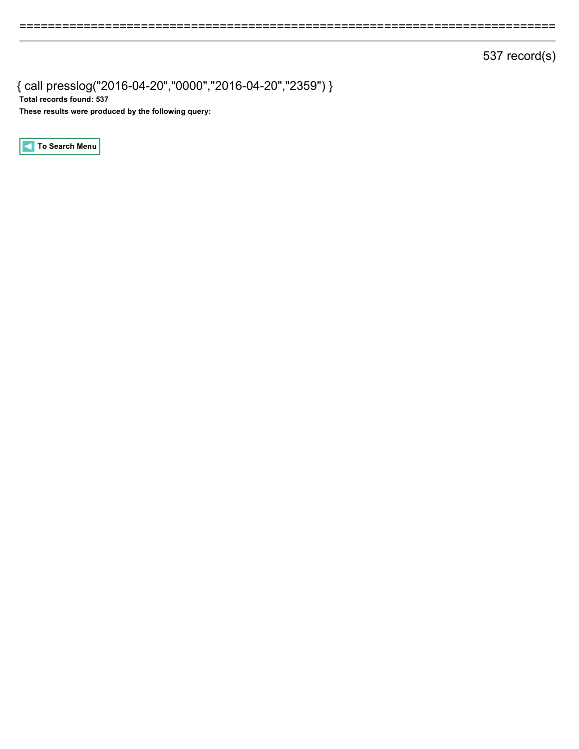================================================================================

537 record(s)

{ call presslog("2016-04-20","0000","2016-04-20","2359") }

**Total records found: 537**

**These results were produced by the following query:**

**To Search Menu**